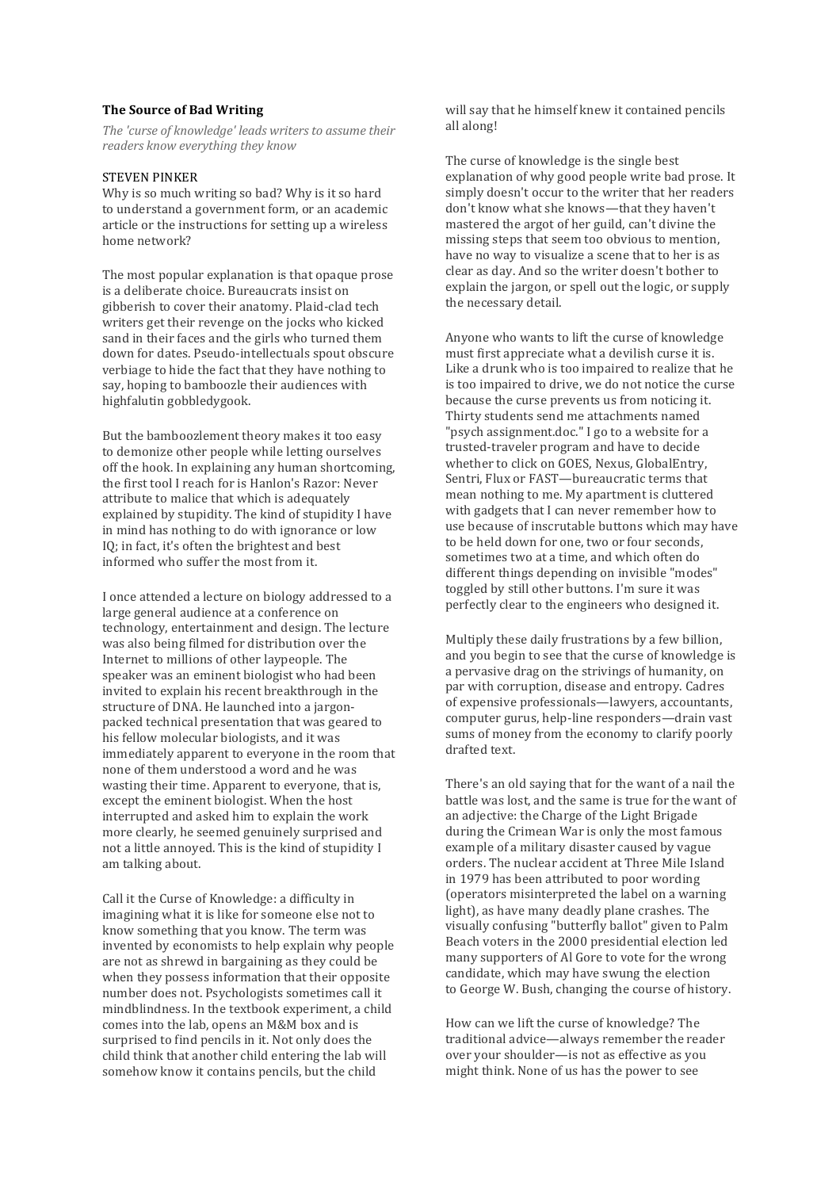**The Source of Bad Writing**

*The 'curse of knowledge' leads writers to assume their readers know everything they know*

STEVEN PINKER

Why is so much writing so bad? Why is it so hard to understand a government form, or an academic article or the instructions for setting up a wireless home network?

The most popular explanation is that opaque prose is a deliberate choice. Bureaucrats insist on gibberish to cover their anatomy. Plaid-clad tech writers get their revenge on the jocks who kicked sand in their faces and the girls who turned them down for dates. Pseudo-intellectuals spout obscure verbiage to hide the fact that they have nothing to say, hoping to bamboozle their audiences with highfalutin gobbledygook.

But the bamboozlement theory makes it too easy to demonize other people while letting ourselves off the hook. In explaining any human shortcoming, the first tool I reach for is Hanlon's Razor: Never attribute to malice that which is adequately explained by stupidity. The kind of stupidity I have in mind has nothing to do with ignorance or low IQ; in fact, it's often the brightest and best informed who suffer the most from it.

I once attended a lecture on biology addressed to a large general audience at a conference on technology, entertainment and design. The lecture was also being filmed for distribution over the Internet to millions of other laypeople. The speaker was an eminent biologist who had been invited to explain his recent breakthrough in the structure of DNA. He launched into a jargon-packed technical presentation that was geared to his fellow molecular biologists, and it was immediately apparent to everyone in the room that none of them understood a word and he was wasting their time. Apparent to everyone, that is, except the eminent biologist. When the host interrupted and asked him to explain the work more clearly, he seemed genuinely surprised and not a little annoyed. This is the kind of stupidity I am talking about.

Call it the Curse of Knowledge: a difficulty in imagining what it is like for someone else not to know something that you know. The term was invented by economists to help explain why people are not as shrewd in bargaining as they could be when they possess information that their opposite number does not. Psychologists sometimes call it mindblindness. In the textbook experiment, a child comes into the lab, opens an M&M box and is surprised to find pencils in it. Not only does the child think that another child entering the lab will somehow know it contains pencils, but the child will say that he himself knew it contained pencils all along!

The curse of knowledge is the single best explanation of why good people write bad prose. It simply doesn't occur to the writer that her readers don't know what she knows—that they haven't mastered the argot of her guild, can't divine the missing steps that seem too obvious to mention, have no way to visualize a scene that to her is as clear as day. And so the writer doesn't bother to explain the jargon, or spell out the logic, or supply the necessary detail.

Anyone who wants to lift the curse of knowledge must first appreciate what a devilish curse it is. Like a drunk who is too impaired to realize that he is too impaired to drive, we do not notice the curse because the curse prevents us from noticing it. Thirty students send me attachments named "psych assignment.doc." I go to a website for a trusted-traveler program and have to decide whether to click on GOES, Nexus, GlobalEntry, Sentri, Flux or FAST—bureaucratic terms that mean nothing to me. My apartment is cluttered with gadgets that I can never remember how to use because of inscrutable buttons which may have to be held down for one, two or four seconds, sometimes two at a time, and which often do different things depending on invisible "modes" toggled by still other buttons. I'm sure it was perfectly clear to the engineers who designed it.

Multiply these daily frustrations by a few billion, and you begin to see that the curse of knowledge is a pervasive drag on the strivings of humanity, on par with corruption, disease and entropy. Cadres of expensive professionals—lawyers, accountants, computer gurus, help-line responders—drain vast sums of money from the economy to clarify poorly drafted text.

There's an old saying that for the want of a nail the battle was lost, and the same is true for the want of an adjective: the Charge of the Light Brigade during the Crimean War is only the most famous example of a military disaster caused by vague orders. The nuclear accident at Three Mile Island in 1979 has been attributed to poor wording (operators misinterpreted the label on a warning light), as have many deadly plane crashes. The visually confusing "butterfly ballot" given to Palm Beach voters in the 2000 presidential election led many supporters of Al Gore to vote for the wrong candidate, which may have swung the election to George W. Bush, changing the course of history.

How can we lift the curse of knowledge? The traditional advice—always remember the reader over your shoulder—is not as effective as you might think. None of us has the power to see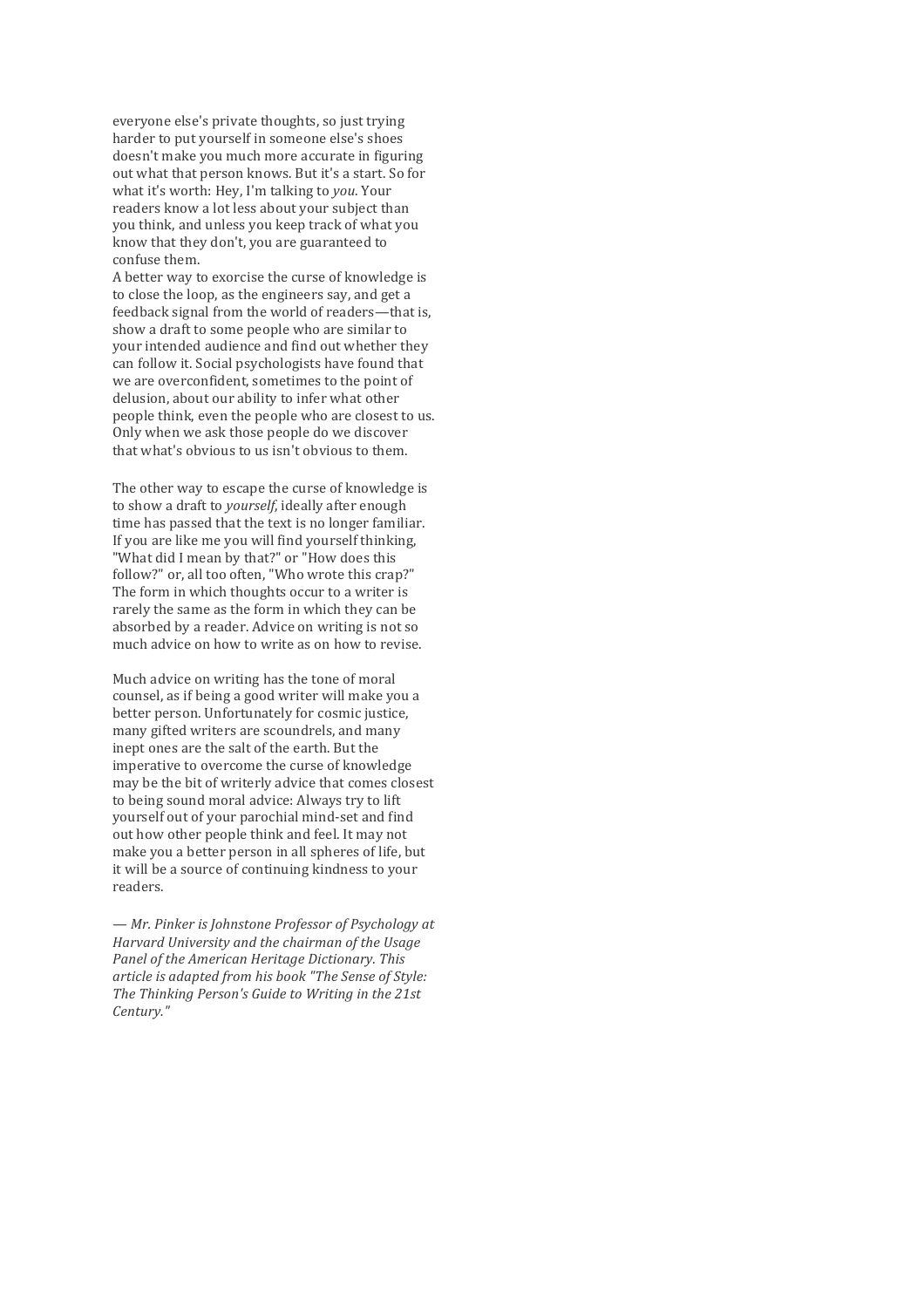everyone else's private thoughts, so just trying harder to put yourself in someone else's shoes doesn't make you much more accurate in figuring out what that person knows. But it's a start. So for what it's worth: Hey, I'm talking to *you*. Your readers know a lot less about your subject than you think, and unless you keep track of what you know that they don't, you are guaranteed to confuse them.

A better way to exorcise the curse of knowledge is to close the loop, as the engineers say, and get a feedback signal from the world of readers—that is, show a draft to some people who are similar to your intended audience and find out whether they can follow it. Social psychologists have found that we are overconfident, sometimes to the point of delusion, about our ability to infer what other people think, even the people who are closest to us. Only when we ask those people do we discover that what's obvious to us isn't obvious to them.

The other way to escape the curse of knowledge is to show a draft to *yourself*, ideally after enough time has passed that the text is no longer familiar. If you are like me you will find yourself thinking, "What did I mean by that?" or "How does this follow?" or, all too often, "Who wrote this crap?" The form in which thoughts occur to a writer is rarely the same as the form in which they can be absorbed by a reader. Advice on writing is not so much advice on how to write as on how to revise.

Much advice on writing has the tone of moral counsel, as if being a good writer will make you a better person. Unfortunately for cosmic justice, many gifted writers are scoundrels, and many inept ones are the salt of the earth. But the imperative to overcome the curse of knowledge may be the bit of writerly advice that comes closest to being sound moral advice: Always try to lift yourself out of your parochial mind-set and find out how other people think and feel. It may not make you a better person in all spheres of life, but it will be a source of continuing kindness to your readers.

*— Mr. Pinker is Johnstone Professor of Psychology at Harvard University and the chairman of the Usage Panel of the American Heritage Dictionary. This article is adapted from his book "The Sense of Style: The Thinking Person's Guide to Writing in the 21st Century."*